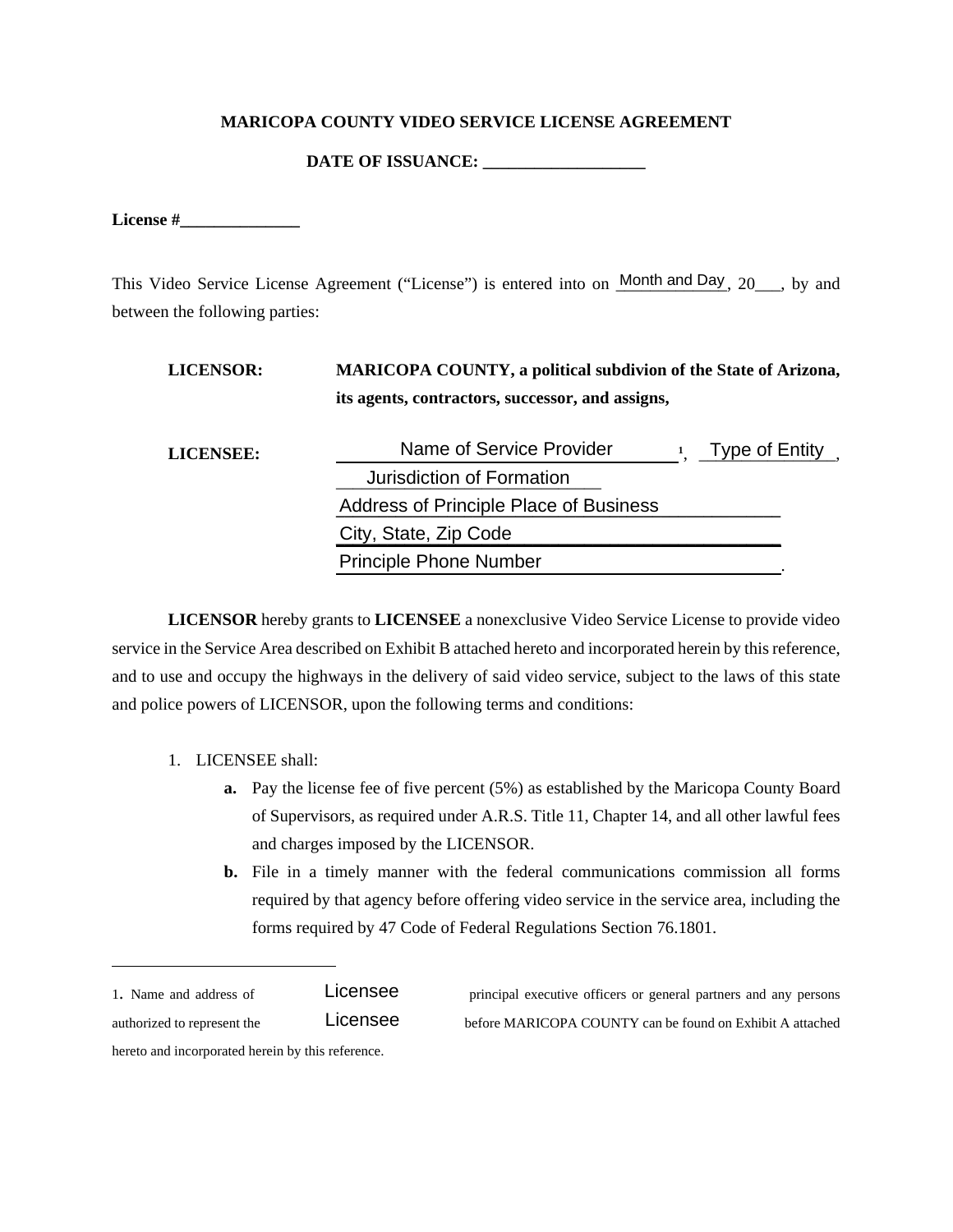**MARICOPA COUNTY VIDEO SERVICE LICENSE AGREEMENT**

**DATE OF ISSUANCE: ___________________**

**License #______________**

This Video Service License Agreement ("License") is entered into on Month and Day, 20___, by and between the following parties:

**LICENSOR:** **MARICOPA COUNTY, a political subdivion of the State of Arizona, its agents, contractors, successor, and assigns,**

**LICENSEE:** Name of Service Provider[1], Type of Entity, Jurisdiction of Formation
Address of Principle Place of Business
City, State, Zip Code
Principle Phone Number.

**LICENSOR** hereby grants to **LICENSEE** a nonexclusive Video Service License to provide video service in the Service Area described on Exhibit B attached hereto and incorporated herein by this reference, and to use and occupy the highways in the delivery of said video service, subject to the laws of this state and police powers of LICENSOR, upon the following terms and conditions:

1. LICENSEE shall:
   - **a.** Pay the license fee of five percent (5%) as established by the Maricopa County Board of Supervisors, as required under A.R.S. Title 11, Chapter 14, and all other lawful fees and charges imposed by the LICENSOR.
   - **b.** File in a timely manner with the federal communications commission all forms required by that agency before offering video service in the service area, including the forms required by 47 Code of Federal Regulations Section 76.1801.

---

1. Name and address of Licensee principal executive officers or general partners and any persons authorized to represent the Licensee before MARICOPA COUNTY can be found on Exhibit A attached hereto and incorporated herein by this reference.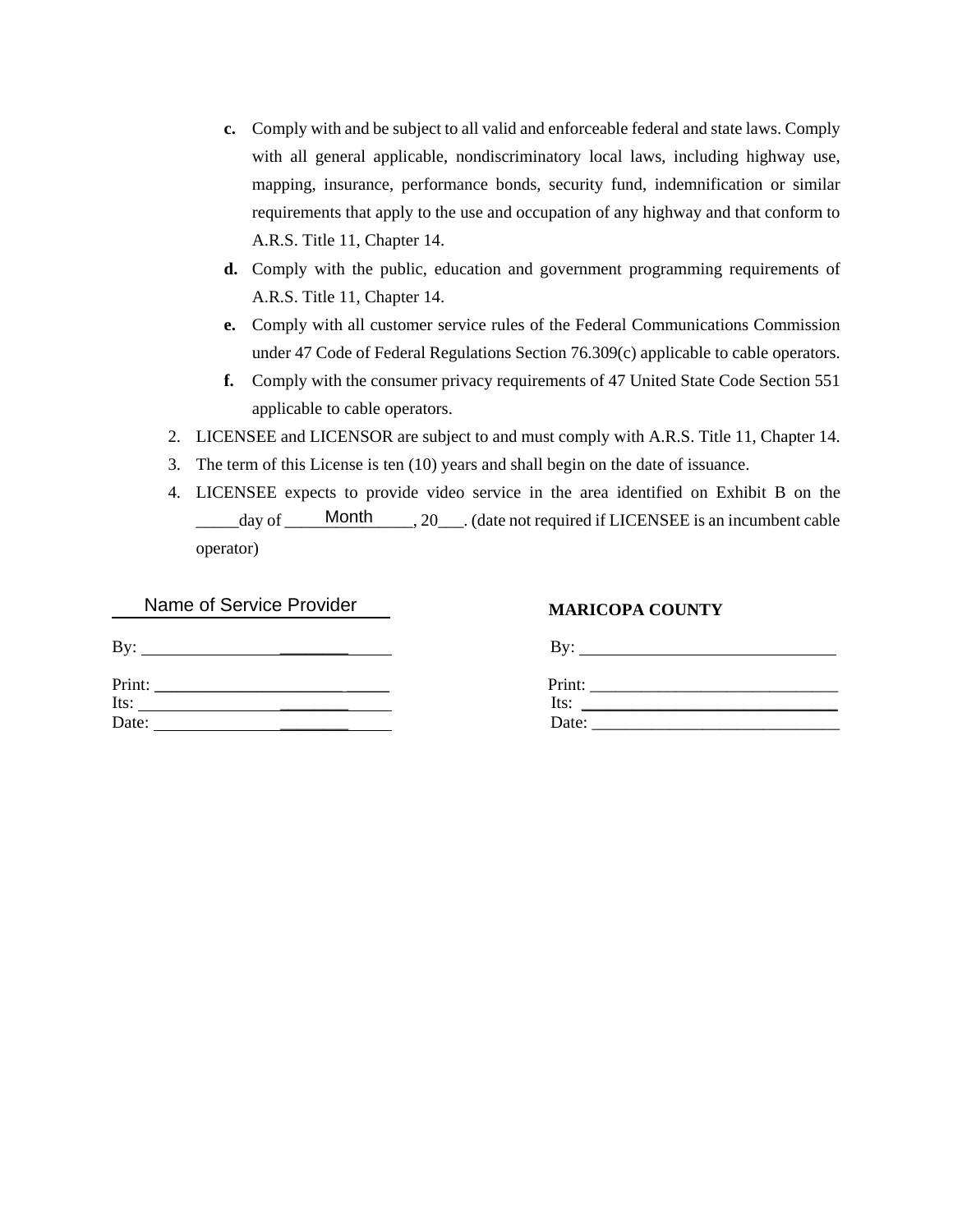c. Comply with and be subject to all valid and enforceable federal and state laws. Comply with all general applicable, nondiscriminatory local laws, including highway use, mapping, insurance, performance bonds, security fund, indemnification or similar requirements that apply to the use and occupation of any highway and that conform to A.R.S. Title 11, Chapter 14.

d. Comply with the public, education and government programming requirements of A.R.S. Title 11, Chapter 14.

e. Comply with all customer service rules of the Federal Communications Commission under 47 Code of Federal Regulations Section 76.309(c) applicable to cable operators.

f. Comply with the consumer privacy requirements of 47 United State Code Section 551 applicable to cable operators.

2. LICENSEE and LICENSOR are subject to and must comply with A.R.S. Title 11, Chapter 14.
3. The term of this License is ten (10) years and shall begin on the date of issuance.
4. LICENSEE expects to provide video service in the area identified on Exhibit B on the _____day of ______Month______, 20___. (date not required if LICENSEE is an incumbent cable operator)

Name of Service Provider

By: ______________________

Print: ______________________

Its: ______________________

Date: ______________________

**MARICOPA COUNTY**

By: ______________________

Print: ______________________

Its: ______________________

Date: ______________________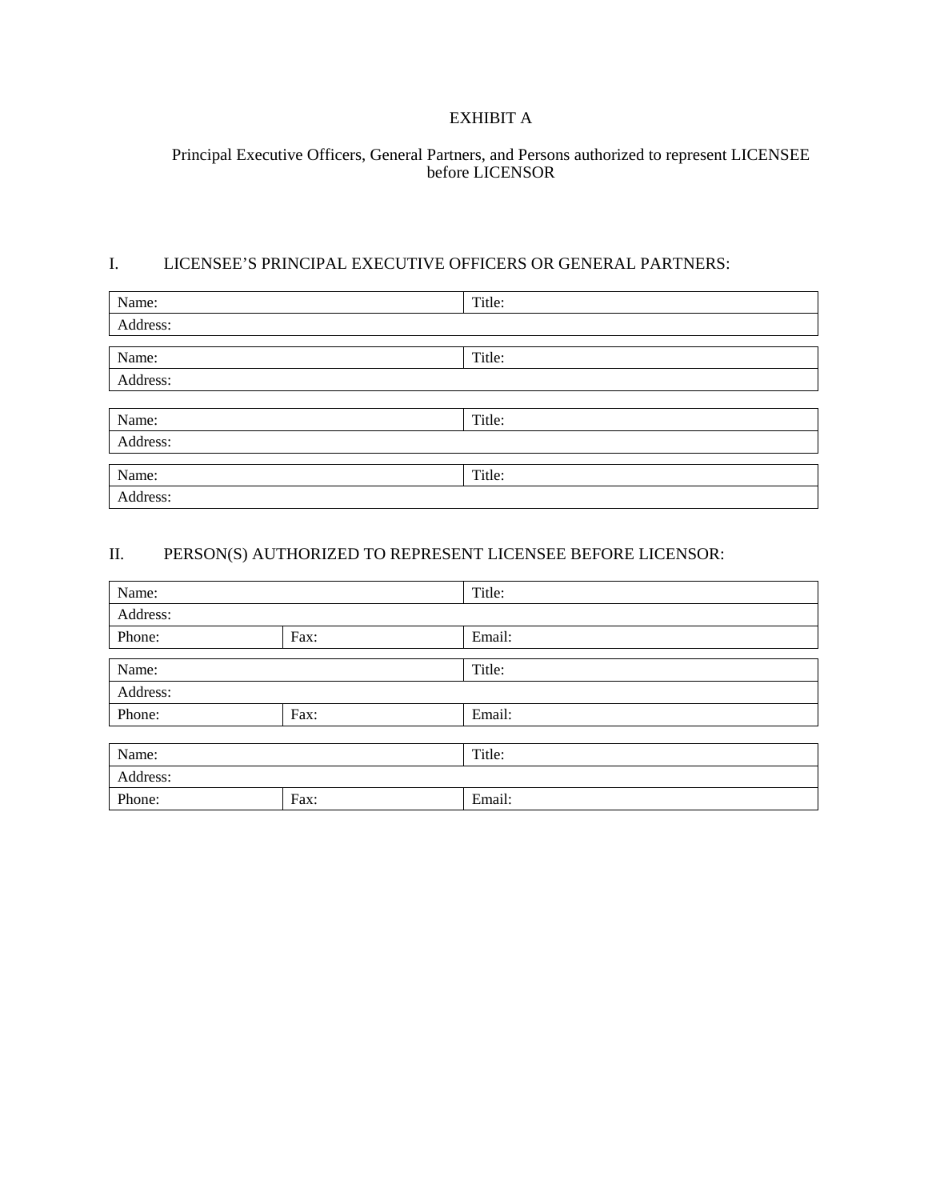# EXHIBIT A

## Principal Executive Officers, General Partners, and Persons authorized to represent LICENSEE before LICENSOR

### I. LICENSEE'S PRINCIPAL EXECUTIVE OFFICERS OR GENERAL PARTNERS:

| Name: | Title: |
|---|---|
| Address: | |

| Name: | Title: |
|---|---|
| Address: | |

| Name: | Title: |
|---|---|
| Address: | |

| Name: | Title: |
|---|---|
| Address: | |

### II. PERSON(S) AUTHORIZED TO REPRESENT LICENSEE BEFORE LICENSOR:

| Name: | | Title: |
|---|---|---|
| Address: | | |
| Phone: | Fax: | Email: |

| Name: | | Title: |
|---|---|---|
| Address: | | |
| Phone: | Fax: | Email: |

| Name: | | Title: |
|---|---|---|
| Address: | | |
| Phone: | Fax: | Email: |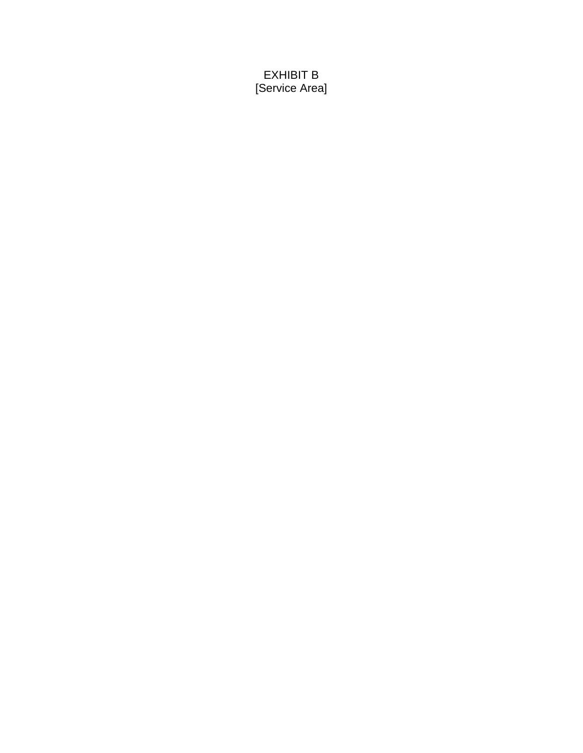EXHIBIT B

[Service Area]